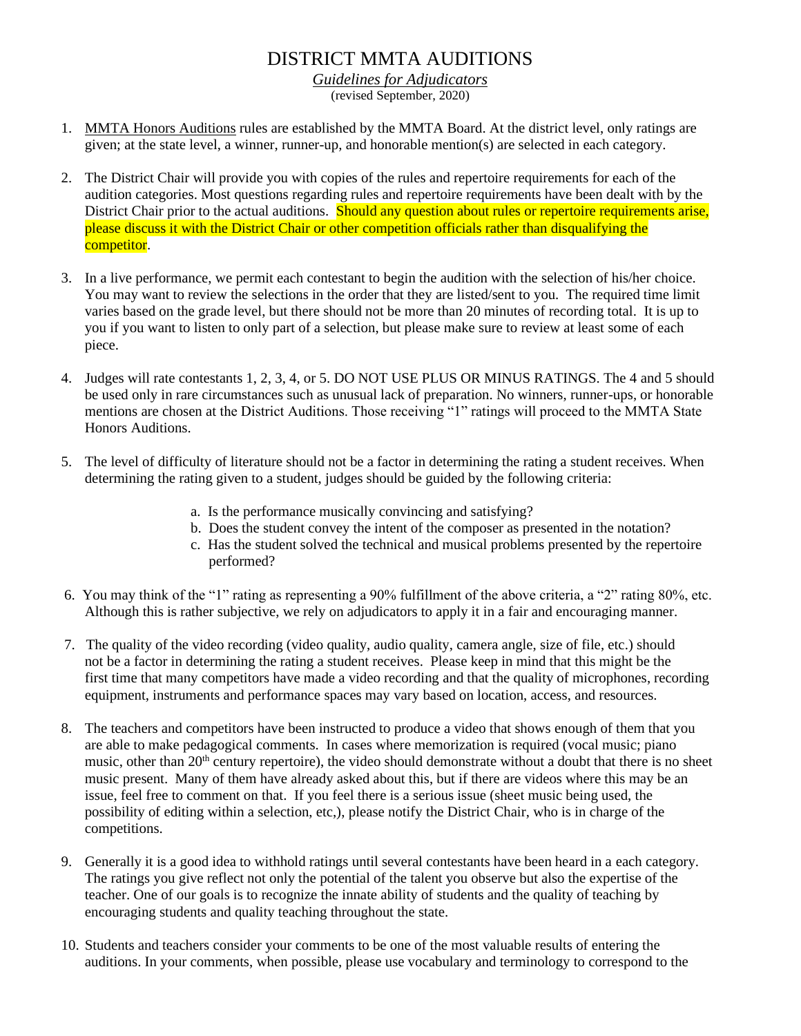# DISTRICT MMTA AUDITIONS

*Guidelines for Adjudicators*

(revised September, 2020)

1. MMTA Honors Auditions rules are established by the MMTA Board. At the district level, only ratings are given; at the state level, a winner, runner-up, and honorable mention(s) are selected in each category.

2. The District Chair will provide you with copies of the rules and repertoire requirements for each of the audition categories. Most questions regarding rules and repertoire requirements have been dealt with by the District Chair prior to the actual auditions. Should any question about rules or repertoire requirements arise, please discuss it with the District Chair or other competition officials rather than disqualifying the competitor.

3. In a live performance, we permit each contestant to begin the audition with the selection of his/her choice. You may want to review the selections in the order that they are listed/sent to you. The required time limit varies based on the grade level, but there should not be more than 20 minutes of recording total. It is up to you if you want to listen to only part of a selection, but please make sure to review at least some of each piece.

4. Judges will rate contestants 1, 2, 3, 4, or 5. DO NOT USE PLUS OR MINUS RATINGS. The 4 and 5 should be used only in rare circumstances such as unusual lack of preparation. No winners, runner-ups, or honorable mentions are chosen at the District Auditions. Those receiving "1" ratings will proceed to the MMTA State Honors Auditions.

5. The level of difficulty of literature should not be a factor in determining the rating a student receives. When determining the rating given to a student, judges should be guided by the following criteria:

   a. Is the performance musically convincing and satisfying?
   b. Does the student convey the intent of the composer as presented in the notation?
   c. Has the student solved the technical and musical problems presented by the repertoire performed?

6. You may think of the "1" rating as representing a 90% fulfillment of the above criteria, a "2" rating 80%, etc. Although this is rather subjective, we rely on adjudicators to apply it in a fair and encouraging manner.

7. The quality of the video recording (video quality, audio quality, camera angle, size of file, etc.) should not be a factor in determining the rating a student receives. Please keep in mind that this might be the first time that many competitors have made a video recording and that the quality of microphones, recording equipment, instruments and performance spaces may vary based on location, access, and resources.

8. The teachers and competitors have been instructed to produce a video that shows enough of them that you are able to make pedagogical comments. In cases where memorization is required (vocal music; piano music, other than 20th century repertoire), the video should demonstrate without a doubt that there is no sheet music present. Many of them have already asked about this, but if there are videos where this may be an issue, feel free to comment on that. If you feel there is a serious issue (sheet music being used, the possibility of editing within a selection, etc,), please notify the District Chair, who is in charge of the competitions.

9. Generally it is a good idea to withhold ratings until several contestants have been heard in a each category. The ratings you give reflect not only the potential of the talent you observe but also the expertise of the teacher. One of our goals is to recognize the innate ability of students and the quality of teaching by encouraging students and quality teaching throughout the state.

10. Students and teachers consider your comments to be one of the most valuable results of entering the auditions. In your comments, when possible, please use vocabulary and terminology to correspond to the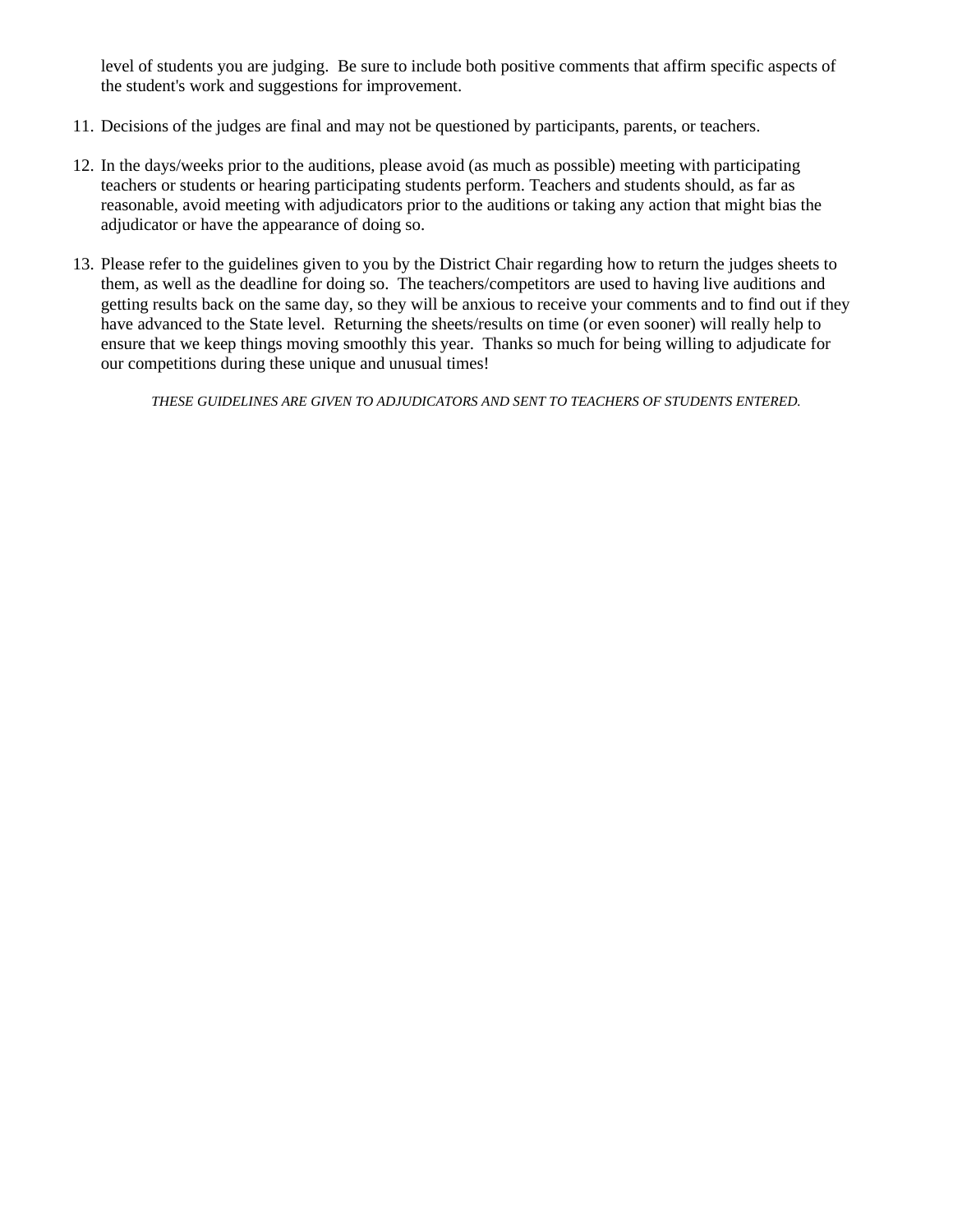level of students you are judging. Be sure to include both positive comments that affirm specific aspects of the student's work and suggestions for improvement.

11. Decisions of the judges are final and may not be questioned by participants, parents, or teachers.

12. In the days/weeks prior to the auditions, please avoid (as much as possible) meeting with participating teachers or students or hearing participating students perform. Teachers and students should, as far as reasonable, avoid meeting with adjudicators prior to the auditions or taking any action that might bias the adjudicator or have the appearance of doing so.

13. Please refer to the guidelines given to you by the District Chair regarding how to return the judges sheets to them, as well as the deadline for doing so. The teachers/competitors are used to having live auditions and getting results back on the same day, so they will be anxious to receive your comments and to find out if they have advanced to the State level. Returning the sheets/results on time (or even sooner) will really help to ensure that we keep things moving smoothly this year. Thanks so much for being willing to adjudicate for our competitions during these unique and unusual times!

*THESE GUIDELINES ARE GIVEN TO ADJUDICATORS AND SENT TO TEACHERS OF STUDENTS ENTERED.*